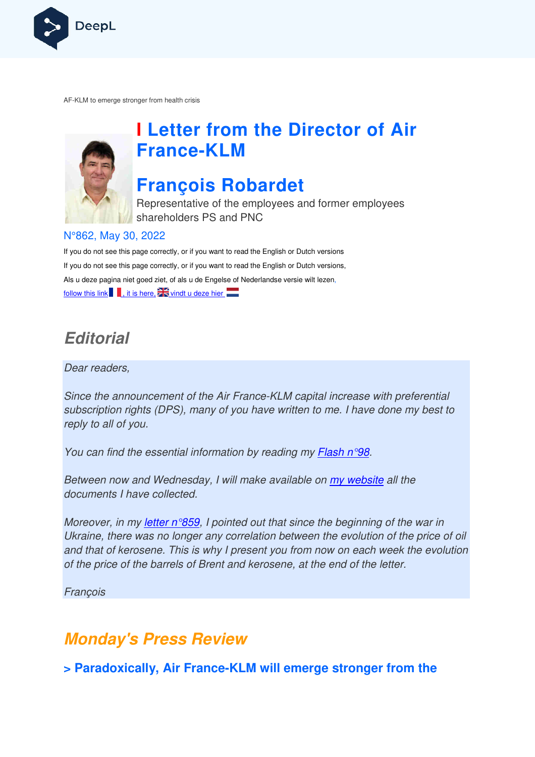AF-KLM to emerge stronger from health crisis

# Letter from the Director of Air France-KLM

# François Robardet

Representative of the employees and former employees shareholders PS and PNC

N°862, May 30, 2022

If you do not see this page correctly, or if you want to read the English or Dutch versions

If you do not see this page correctly, or if you want to read the English or Dutch versions,

Als u deze pagina niet goed ziet, of als u de Engelse of Nederlandse versie wilt lezen,

follow this link, it is here, vindt u deze hier

## Editorial

*Dear readers,*

*Since the announcement of the Air France-KLM capital increase with preferential subscription rights (DPS), many of you have written to me. I have done my best to reply to all of you.*

*You can find the essential information by reading my Flash n°98.*

*Between now and Wednesday, I will make available on my website all the documents I have collected.*

*Moreover, in my letter n°859, I pointed out that since the beginning of the war in Ukraine, there was no longer any correlation between the evolution of the price of oil and that of kerosene. This is why I present you from now on each week the evolution of the price of the barrels of Brent and kerosene, at the end of the letter.*

*François*

## Monday's Press Review

### > Paradoxically, Air France-KLM will emerge stronger from the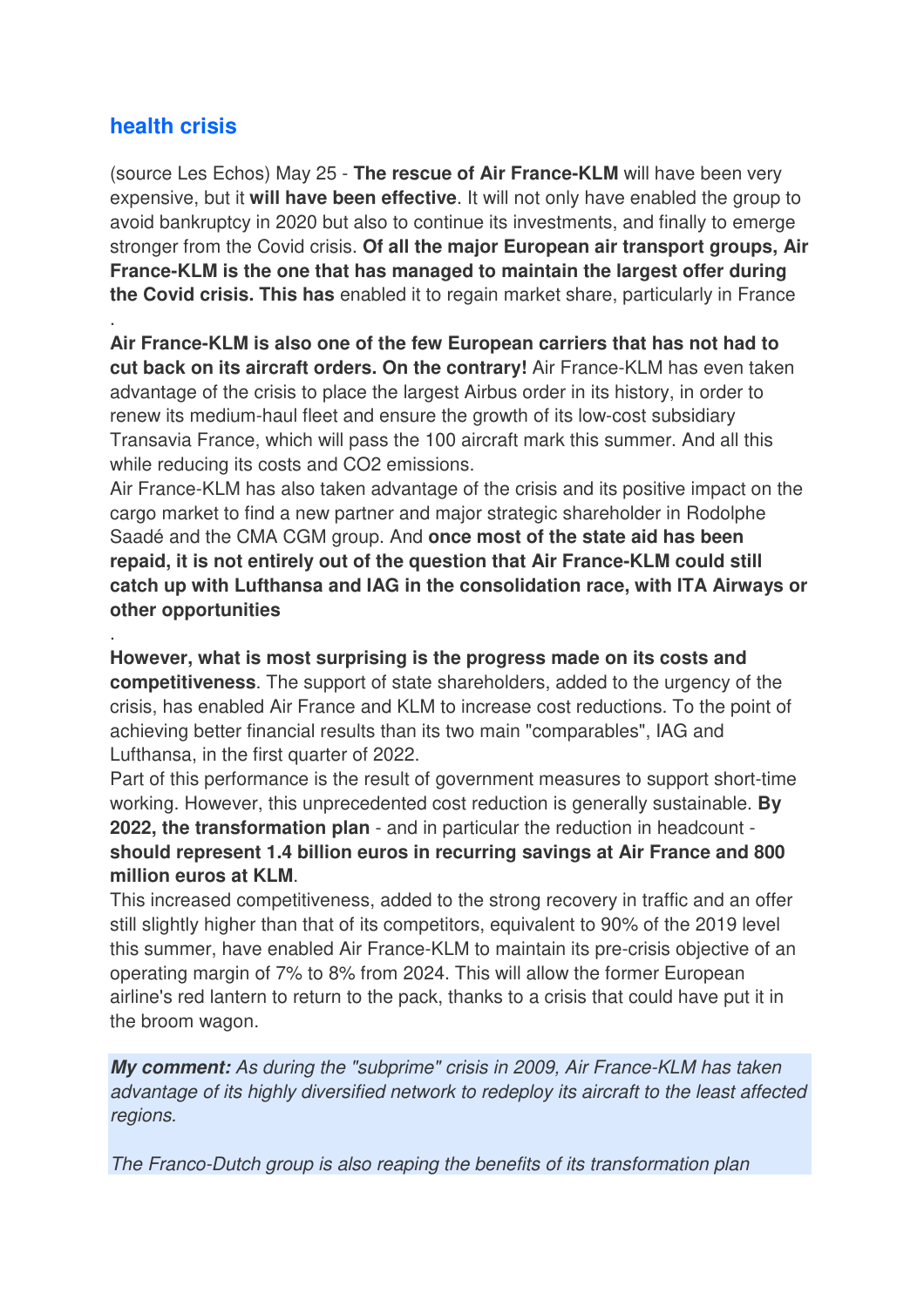## health crisis

(source Les Echos) May 25 - **The rescue of Air France-KLM** will have been very expensive, but it **will have been effective**. It will not only have enabled the group to avoid bankruptcy in 2020 but also to continue its investments, and finally to emerge stronger from the Covid crisis. **Of all the major European air transport groups, Air France-KLM is the one that has managed to maintain the largest offer during the Covid crisis. This has** enabled it to regain market share, particularly in France

.

**Air France-KLM is also one of the few European carriers that has not had to cut back on its aircraft orders. On the contrary!** Air France-KLM has even taken advantage of the crisis to place the largest Airbus order in its history, in order to renew its medium-haul fleet and ensure the growth of its low-cost subsidiary Transavia France, which will pass the 100 aircraft mark this summer. And all this while reducing its costs and CO2 emissions.

Air France-KLM has also taken advantage of the crisis and its positive impact on the cargo market to find a new partner and major strategic shareholder in Rodolphe Saadé and the CMA CGM group. And **once most of the state aid has been repaid, it is not entirely out of the question that Air France-KLM could still catch up with Lufthansa and IAG in the consolidation race, with ITA Airways or other opportunities**

.

**However, what is most surprising is the progress made on its costs and competitiveness**. The support of state shareholders, added to the urgency of the crisis, has enabled Air France and KLM to increase cost reductions. To the point of achieving better financial results than its two main "comparables", IAG and Lufthansa, in the first quarter of 2022.

Part of this performance is the result of government measures to support short-time working. However, this unprecedented cost reduction is generally sustainable. **By 2022, the transformation plan** - and in particular the reduction in headcount - **should represent 1.4 billion euros in recurring savings at Air France and 800 million euros at KLM**.

This increased competitiveness, added to the strong recovery in traffic and an offer still slightly higher than that of its competitors, equivalent to 90% of the 2019 level this summer, have enabled Air France-KLM to maintain its pre-crisis objective of an operating margin of 7% to 8% from 2024. This will allow the former European airline's red lantern to return to the pack, thanks to a crisis that could have put it in the broom wagon.

***My comment:*** *As during the "subprime" crisis in 2009, Air France-KLM has taken advantage of its highly diversified network to redeploy its aircraft to the least affected regions.*

*The Franco-Dutch group is also reaping the benefits of its transformation plan*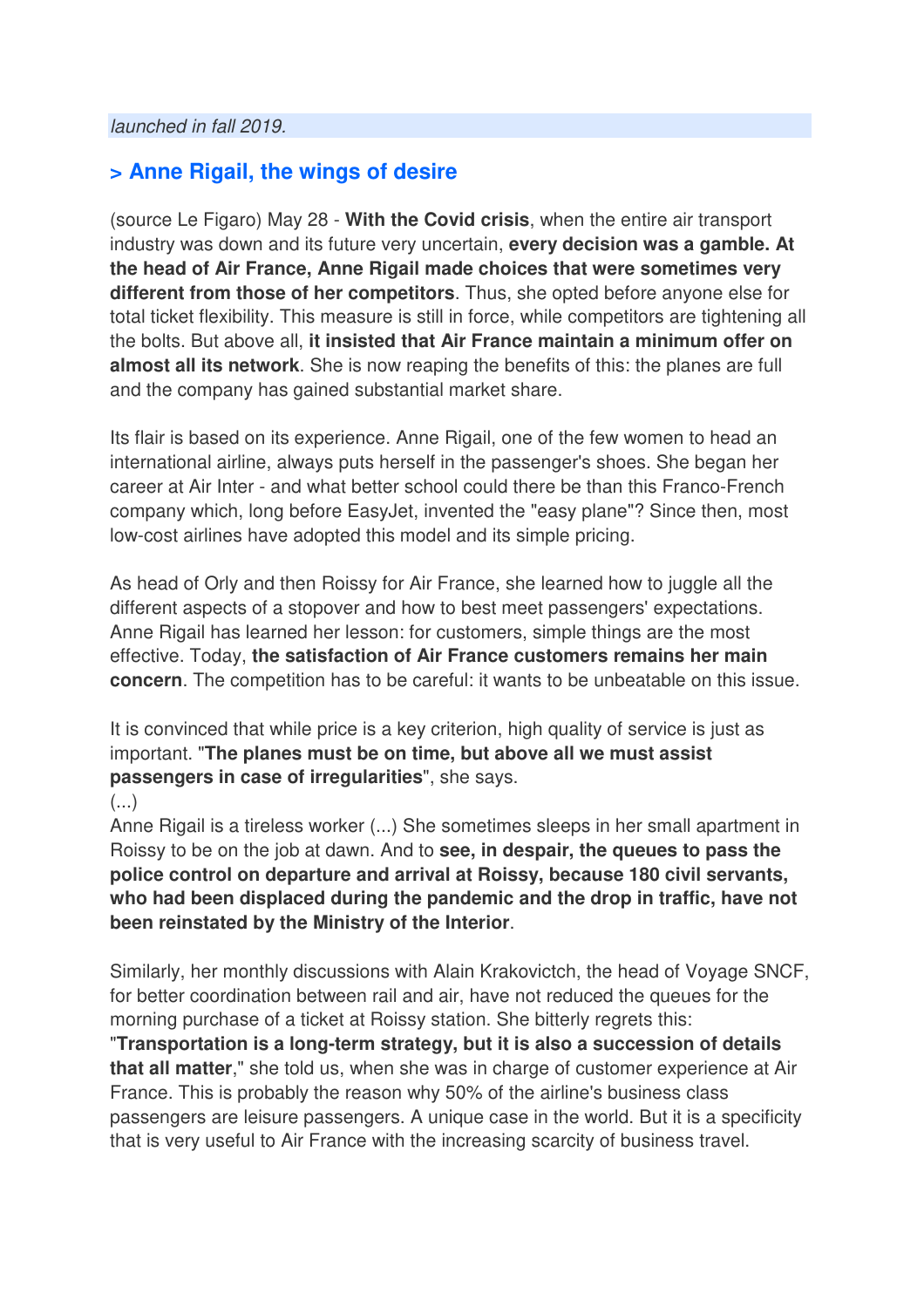*launched in fall 2019.*

## > Anne Rigail, the wings of desire

(source Le Figaro) May 28 - **With the Covid crisis**, when the entire air transport industry was down and its future very uncertain, **every decision was a gamble. At the head of Air France, Anne Rigail made choices that were sometimes very different from those of her competitors**. Thus, she opted before anyone else for total ticket flexibility. This measure is still in force, while competitors are tightening all the bolts. But above all, **it insisted that Air France maintain a minimum offer on almost all its network**. She is now reaping the benefits of this: the planes are full and the company has gained substantial market share.

Its flair is based on its experience. Anne Rigail, one of the few women to head an international airline, always puts herself in the passenger's shoes. She began her career at Air Inter - and what better school could there be than this Franco-French company which, long before EasyJet, invented the "easy plane"? Since then, most low-cost airlines have adopted this model and its simple pricing.

As head of Orly and then Roissy for Air France, she learned how to juggle all the different aspects of a stopover and how to best meet passengers' expectations. Anne Rigail has learned her lesson: for customers, simple things are the most effective. Today, **the satisfaction of Air France customers remains her main concern**. The competition has to be careful: it wants to be unbeatable on this issue.

It is convinced that while price is a key criterion, high quality of service is just as important. "**The planes must be on time, but above all we must assist passengers in case of irregularities**", she says.
(...)
Anne Rigail is a tireless worker (...) She sometimes sleeps in her small apartment in Roissy to be on the job at dawn. And to **see, in despair, the queues to pass the police control on departure and arrival at Roissy, because 180 civil servants, who had been displaced during the pandemic and the drop in traffic, have not been reinstated by the Ministry of the Interior**.

Similarly, her monthly discussions with Alain Krakovictch, the head of Voyage SNCF, for better coordination between rail and air, have not reduced the queues for the morning purchase of a ticket at Roissy station. She bitterly regrets this: "**Transportation is a long-term strategy, but it is also a succession of details that all matter**," she told us, when she was in charge of customer experience at Air France. This is probably the reason why 50% of the airline's business class passengers are leisure passengers. A unique case in the world. But it is a specificity that is very useful to Air France with the increasing scarcity of business travel.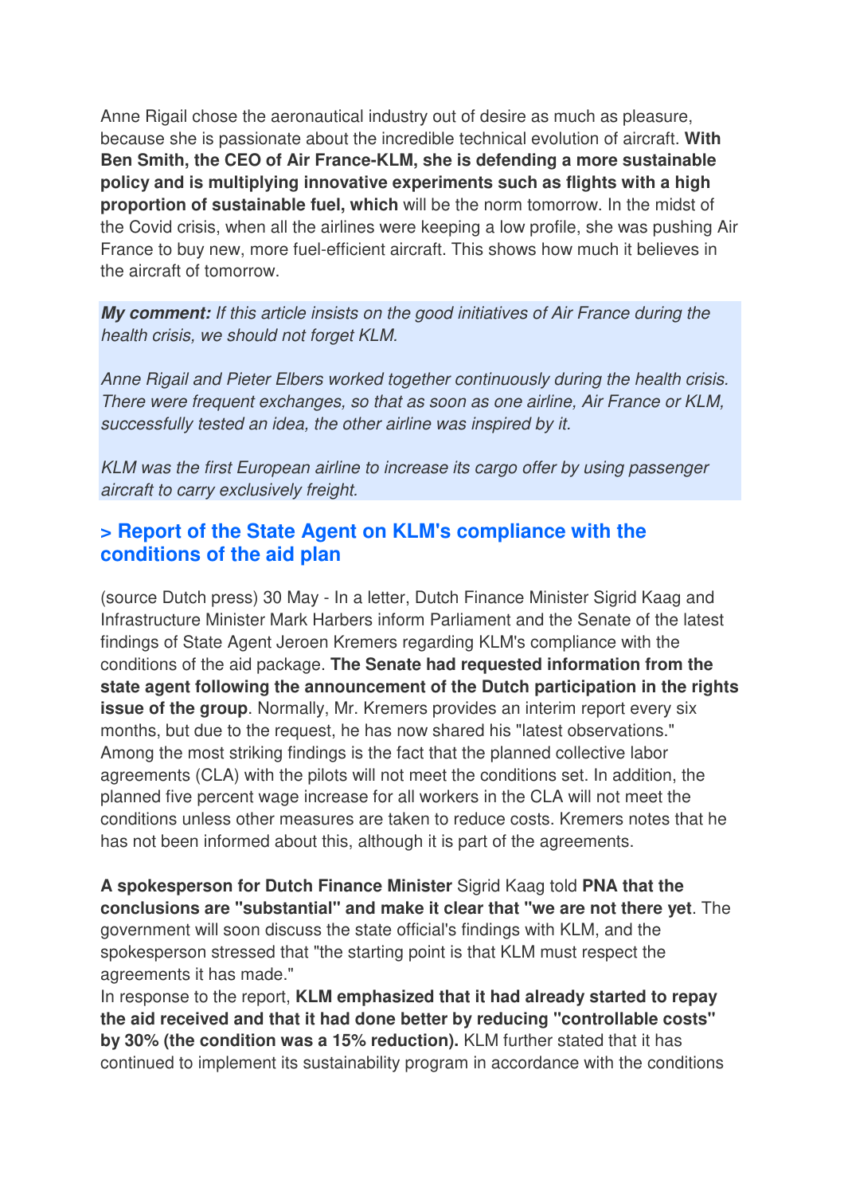Anne Rigail chose the aeronautical industry out of desire as much as pleasure, because she is passionate about the incredible technical evolution of aircraft. **With Ben Smith, the CEO of Air France-KLM, she is defending a more sustainable policy and is multiplying innovative experiments such as flights with a high proportion of sustainable fuel, which** will be the norm tomorrow. In the midst of the Covid crisis, when all the airlines were keeping a low profile, she was pushing Air France to buy new, more fuel-efficient aircraft. This shows how much it believes in the aircraft of tomorrow.

***My comment:*** *If this article insists on the good initiatives of Air France during the health crisis, we should not forget KLM.*

*Anne Rigail and Pieter Elbers worked together continuously during the health crisis. There were frequent exchanges, so that as soon as one airline, Air France or KLM, successfully tested an idea, the other airline was inspired by it.*

*KLM was the first European airline to increase its cargo offer by using passenger aircraft to carry exclusively freight.*

### > Report of the State Agent on KLM's compliance with the conditions of the aid plan

(source Dutch press) 30 May - In a letter, Dutch Finance Minister Sigrid Kaag and Infrastructure Minister Mark Harbers inform Parliament and the Senate of the latest findings of State Agent Jeroen Kremers regarding KLM's compliance with the conditions of the aid package. **The Senate had requested information from the state agent following the announcement of the Dutch participation in the rights issue of the group**. Normally, Mr. Kremers provides an interim report every six months, but due to the request, he has now shared his "latest observations." Among the most striking findings is the fact that the planned collective labor agreements (CLA) with the pilots will not meet the conditions set. In addition, the planned five percent wage increase for all workers in the CLA will not meet the conditions unless other measures are taken to reduce costs. Kremers notes that he has not been informed about this, although it is part of the agreements.

**A spokesperson for Dutch Finance Minister** Sigrid Kaag told **PNA that the conclusions are "substantial" and make it clear that "we are not there yet**. The government will soon discuss the state official's findings with KLM, and the spokesperson stressed that "the starting point is that KLM must respect the agreements it has made."
In response to the report, **KLM emphasized that it had already started to repay the aid received and that it had done better by reducing "controllable costs" by 30% (the condition was a 15% reduction).** KLM further stated that it has continued to implement its sustainability program in accordance with the conditions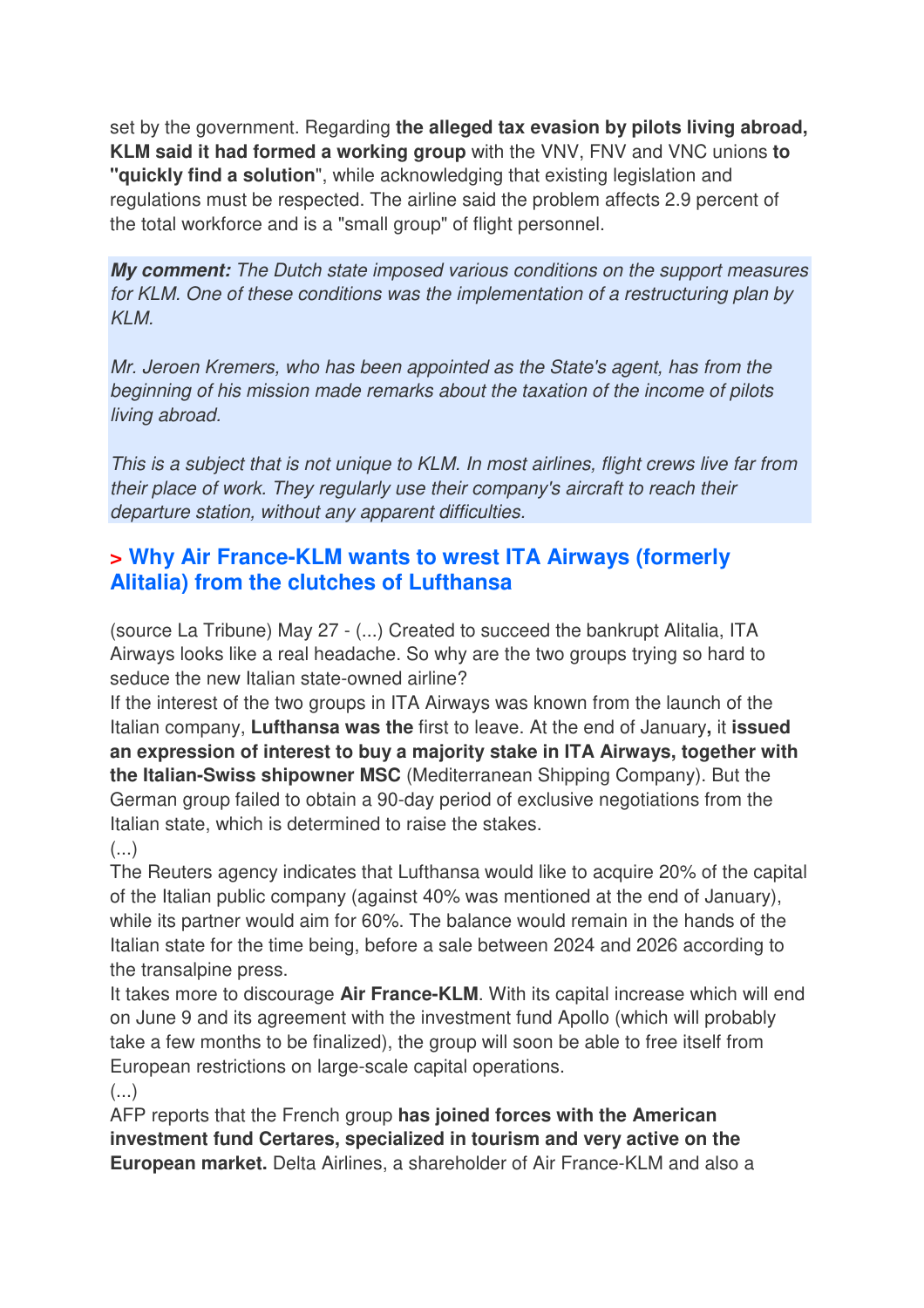set by the government. Regarding **the alleged tax evasion by pilots living abroad, KLM said it had formed a working group** with the VNV, FNV and VNC unions **to "quickly find a solution**", while acknowledging that existing legislation and regulations must be respected. The airline said the problem affects 2.9 percent of the total workforce and is a "small group" of flight personnel.

***My comment:*** *The Dutch state imposed various conditions on the support measures for KLM. One of these conditions was the implementation of a restructuring plan by KLM.*

*Mr. Jeroen Kremers, who has been appointed as the State's agent, has from the beginning of his mission made remarks about the taxation of the income of pilots living abroad.*

*This is a subject that is not unique to KLM. In most airlines, flight crews live far from their place of work. They regularly use their company's aircraft to reach their departure station, without any apparent difficulties.*

## > Why Air France-KLM wants to wrest ITA Airways (formerly Alitalia) from the clutches of Lufthansa

(source La Tribune) May 27 - (...) Created to succeed the bankrupt Alitalia, ITA Airways looks like a real headache. So why are the two groups trying so hard to seduce the new Italian state-owned airline?
If the interest of the two groups in ITA Airways was known from the launch of the Italian company, **Lufthansa was the** first to leave. At the end of January**,** it **issued an expression of interest to buy a majority stake in ITA Airways, together with the Italian-Swiss shipowner MSC** (Mediterranean Shipping Company). But the German group failed to obtain a 90-day period of exclusive negotiations from the Italian state, which is determined to raise the stakes.
(...)
The Reuters agency indicates that Lufthansa would like to acquire 20% of the capital of the Italian public company (against 40% was mentioned at the end of January), while its partner would aim for 60%. The balance would remain in the hands of the Italian state for the time being, before a sale between 2024 and 2026 according to the transalpine press.
It takes more to discourage **Air France-KLM**. With its capital increase which will end on June 9 and its agreement with the investment fund Apollo (which will probably take a few months to be finalized), the group will soon be able to free itself from European restrictions on large-scale capital operations.
(...)
AFP reports that the French group **has joined forces with the American investment fund Certares, specialized in tourism and very active on the European market.** Delta Airlines, a shareholder of Air France-KLM and also a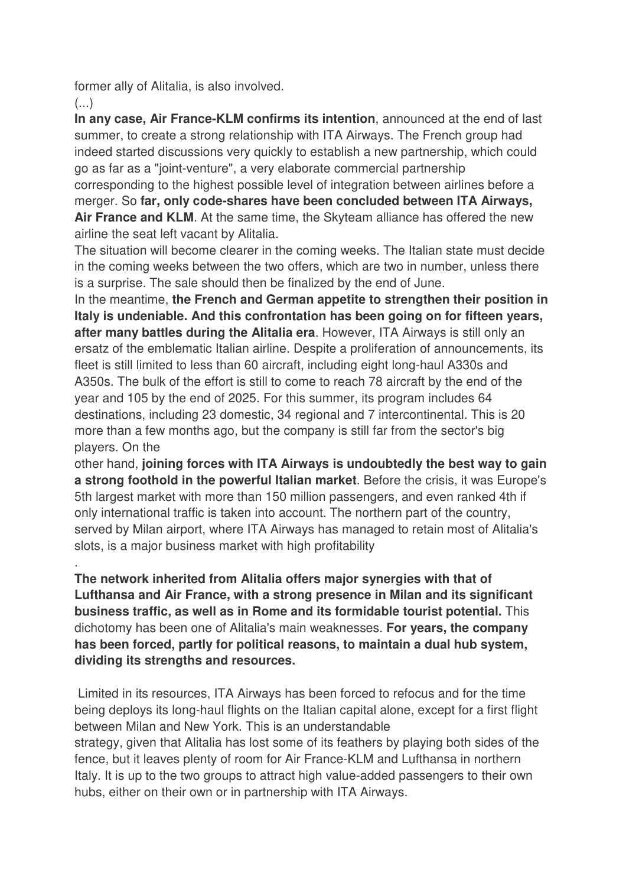former ally of Alitalia, is also involved.

(...)

**In any case, Air France-KLM confirms its intention**, announced at the end of last summer, to create a strong relationship with ITA Airways. The French group had indeed started discussions very quickly to establish a new partnership, which could go as far as a "joint-venture", a very elaborate commercial partnership corresponding to the highest possible level of integration between airlines before a merger. So **far, only code-shares have been concluded between ITA Airways, Air France and KLM**. At the same time, the Skyteam alliance has offered the new airline the seat left vacant by Alitalia.

The situation will become clearer in the coming weeks. The Italian state must decide in the coming weeks between the two offers, which are two in number, unless there is a surprise. The sale should then be finalized by the end of June.

In the meantime, **the French and German appetite to strengthen their position in Italy is undeniable. And this confrontation has been going on for fifteen years, after many battles during the Alitalia era**. However, ITA Airways is still only an ersatz of the emblematic Italian airline. Despite a proliferation of announcements, its fleet is still limited to less than 60 aircraft, including eight long-haul A330s and A350s. The bulk of the effort is still to come to reach 78 aircraft by the end of the year and 105 by the end of 2025. For this summer, its program includes 64 destinations, including 23 domestic, 34 regional and 7 intercontinental. This is 20 more than a few months ago, but the company is still far from the sector's big players. On the other hand, **joining forces with ITA Airways is undoubtedly the best way to gain a strong foothold in the powerful Italian market**. Before the crisis, it was Europe's 5th largest market with more than 150 million passengers, and even ranked 4th if only international traffic is taken into account. The northern part of the country, served by Milan airport, where ITA Airways has managed to retain most of Alitalia's slots, is a major business market with high profitability

.

**The network inherited from Alitalia offers major synergies with that of Lufthansa and Air France, with a strong presence in Milan and its significant business traffic, as well as in Rome and its formidable tourist potential.** This dichotomy has been one of Alitalia's main weaknesses. **For years, the company has been forced, partly for political reasons, to maintain a dual hub system, dividing its strengths and resources.**

Limited in its resources, ITA Airways has been forced to refocus and for the time being deploys its long-haul flights on the Italian capital alone, except for a first flight between Milan and New York. This is an understandable strategy, given that Alitalia has lost some of its feathers by playing both sides of the fence, but it leaves plenty of room for Air France-KLM and Lufthansa in northern Italy. It is up to the two groups to attract high value-added passengers to their own hubs, either on their own or in partnership with ITA Airways.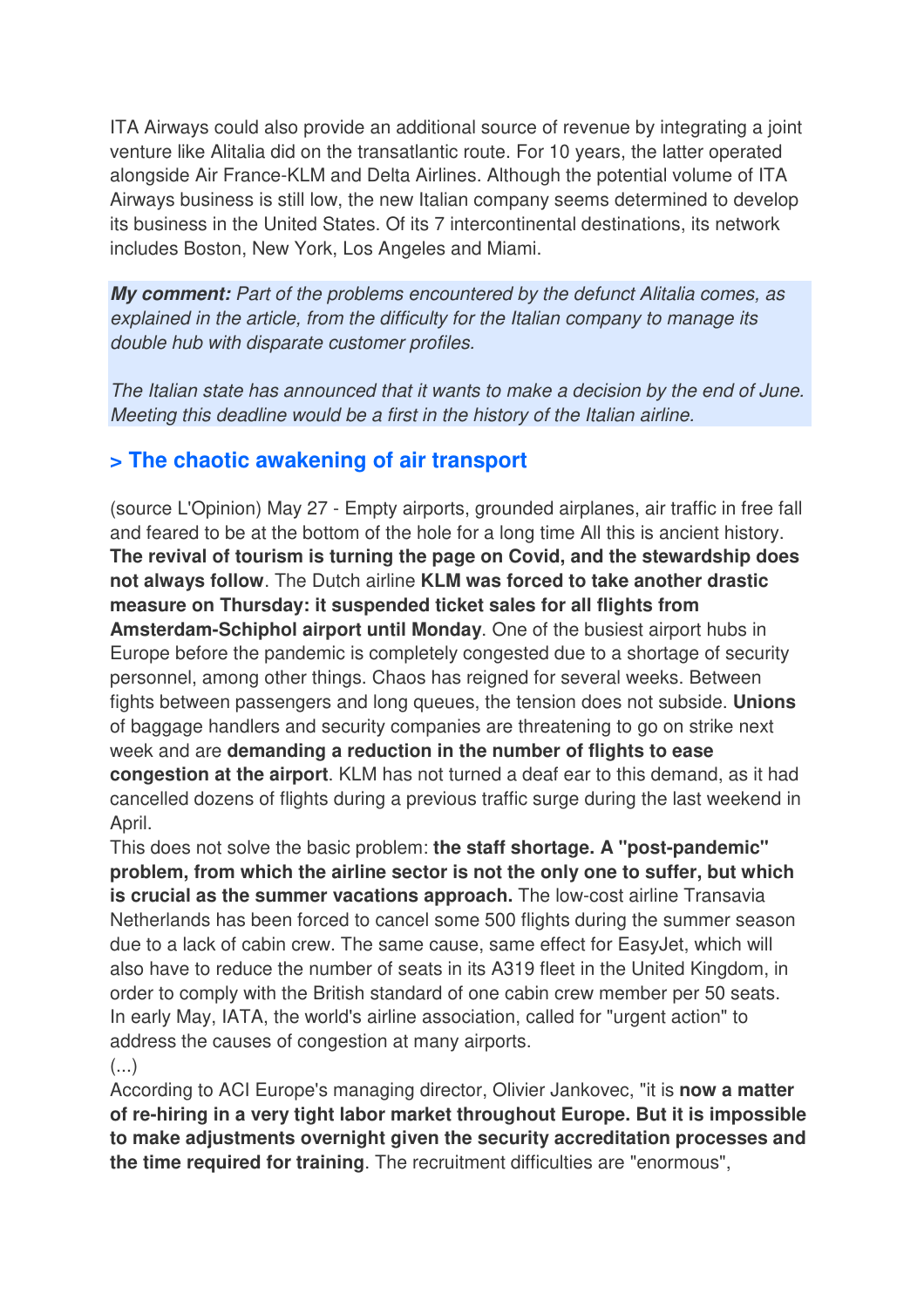ITA Airways could also provide an additional source of revenue by integrating a joint venture like Alitalia did on the transatlantic route. For 10 years, the latter operated alongside Air France-KLM and Delta Airlines. Although the potential volume of ITA Airways business is still low, the new Italian company seems determined to develop its business in the United States. Of its 7 intercontinental destinations, its network includes Boston, New York, Los Angeles and Miami.

***My comment:*** *Part of the problems encountered by the defunct Alitalia comes, as explained in the article, from the difficulty for the Italian company to manage its double hub with disparate customer profiles.*

*The Italian state has announced that it wants to make a decision by the end of June. Meeting this deadline would be a first in the history of the Italian airline.*

## > The chaotic awakening of air transport

(source L'Opinion) May 27 - Empty airports, grounded airplanes, air traffic in free fall and feared to be at the bottom of the hole for a long time All this is ancient history. **The revival of tourism is turning the page on Covid, and the stewardship does not always follow**. The Dutch airline **KLM was forced to take another drastic measure on Thursday: it suspended ticket sales for all flights from Amsterdam-Schiphol airport until Monday**. One of the busiest airport hubs in Europe before the pandemic is completely congested due to a shortage of security personnel, among other things. Chaos has reigned for several weeks. Between fights between passengers and long queues, the tension does not subside. **Unions** of baggage handlers and security companies are threatening to go on strike next week and are **demanding a reduction in the number of flights to ease congestion at the airport**. KLM has not turned a deaf ear to this demand, as it had cancelled dozens of flights during a previous traffic surge during the last weekend in April.

This does not solve the basic problem: **the staff shortage. A "post-pandemic" problem, from which the airline sector is not the only one to suffer, but which is crucial as the summer vacations approach.** The low-cost airline Transavia Netherlands has been forced to cancel some 500 flights during the summer season due to a lack of cabin crew. The same cause, same effect for EasyJet, which will also have to reduce the number of seats in its A319 fleet in the United Kingdom, in order to comply with the British standard of one cabin crew member per 50 seats. In early May, IATA, the world's airline association, called for "urgent action" to address the causes of congestion at many airports.

(...)

According to ACI Europe's managing director, Olivier Jankovec, "it is **now a matter of re-hiring in a very tight labor market throughout Europe. But it is impossible to make adjustments overnight given the security accreditation processes and the time required for training**. The recruitment difficulties are "enormous",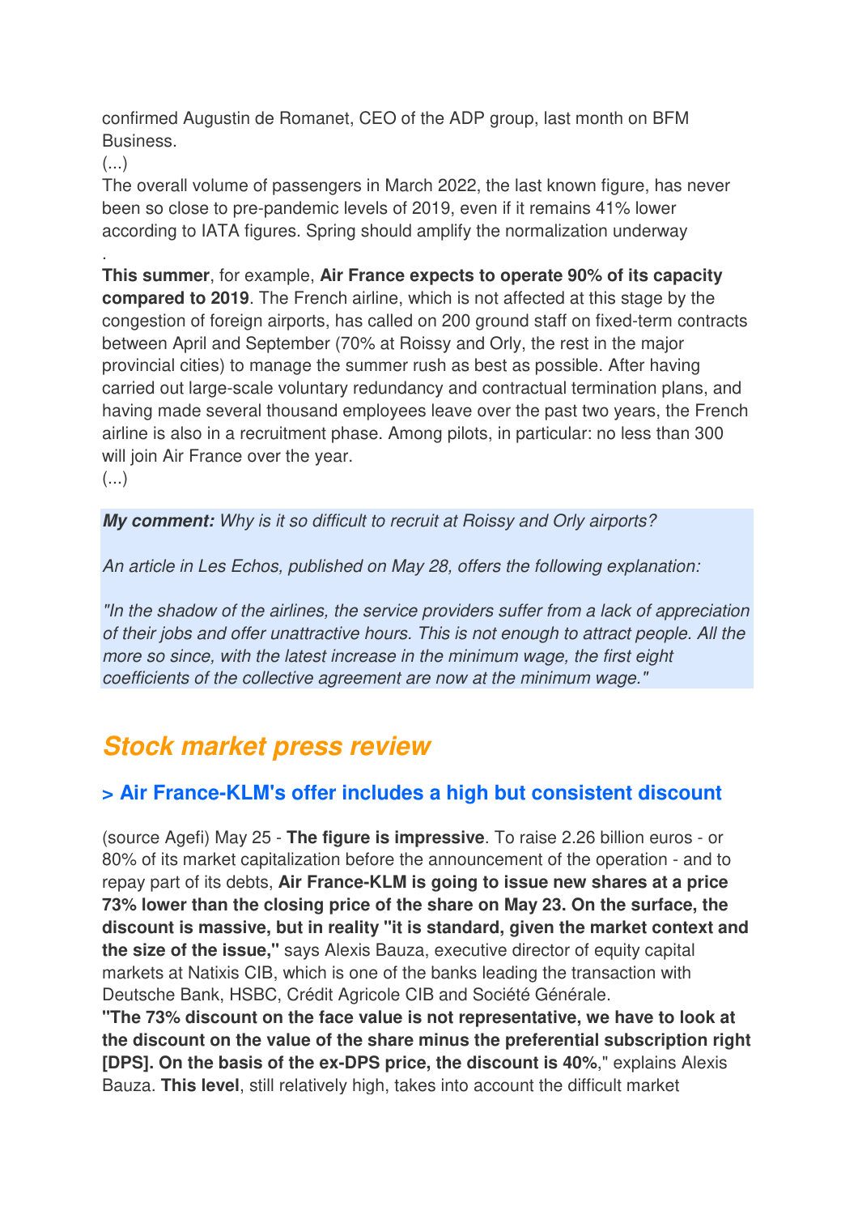confirmed Augustin de Romanet, CEO of the ADP group, last month on BFM Business.

(...)

The overall volume of passengers in March 2022, the last known figure, has never been so close to pre-pandemic levels of 2019, even if it remains 41% lower according to IATA figures. Spring should amplify the normalization underway

.

**This summer**, for example, **Air France expects to operate 90% of its capacity compared to 2019**. The French airline, which is not affected at this stage by the congestion of foreign airports, has called on 200 ground staff on fixed-term contracts between April and September (70% at Roissy and Orly, the rest in the major provincial cities) to manage the summer rush as best as possible. After having carried out large-scale voluntary redundancy and contractual termination plans, and having made several thousand employees leave over the past two years, the French airline is also in a recruitment phase. Among pilots, in particular: no less than 300 will join Air France over the year.

(...)

***My comment:*** *Why is it so difficult to recruit at Roissy and Orly airports?*

*An article in Les Echos, published on May 28, offers the following explanation:*

*"In the shadow of the airlines, the service providers suffer from a lack of appreciation of their jobs and offer unattractive hours. This is not enough to attract people. All the more so since, with the latest increase in the minimum wage, the first eight coefficients of the collective agreement are now at the minimum wage."*

## Stock market press review

### > Air France-KLM's offer includes a high but consistent discount

(source Agefi) May 25 - **The figure is impressive**. To raise 2.26 billion euros - or 80% of its market capitalization before the announcement of the operation - and to repay part of its debts, **Air France-KLM is going to issue new shares at a price 73% lower than the closing price of the share on May 23. On the surface, the discount is massive, but in reality "it is standard, given the market context and the size of the issue,"** says Alexis Bauza, executive director of equity capital markets at Natixis CIB, which is one of the banks leading the transaction with Deutsche Bank, HSBC, Crédit Agricole CIB and Société Générale.

**"The 73% discount on the face value is not representative, we have to look at the discount on the value of the share minus the preferential subscription right [DPS]. On the basis of the ex-DPS price, the discount is 40%**," explains Alexis Bauza. **This level**, still relatively high, takes into account the difficult market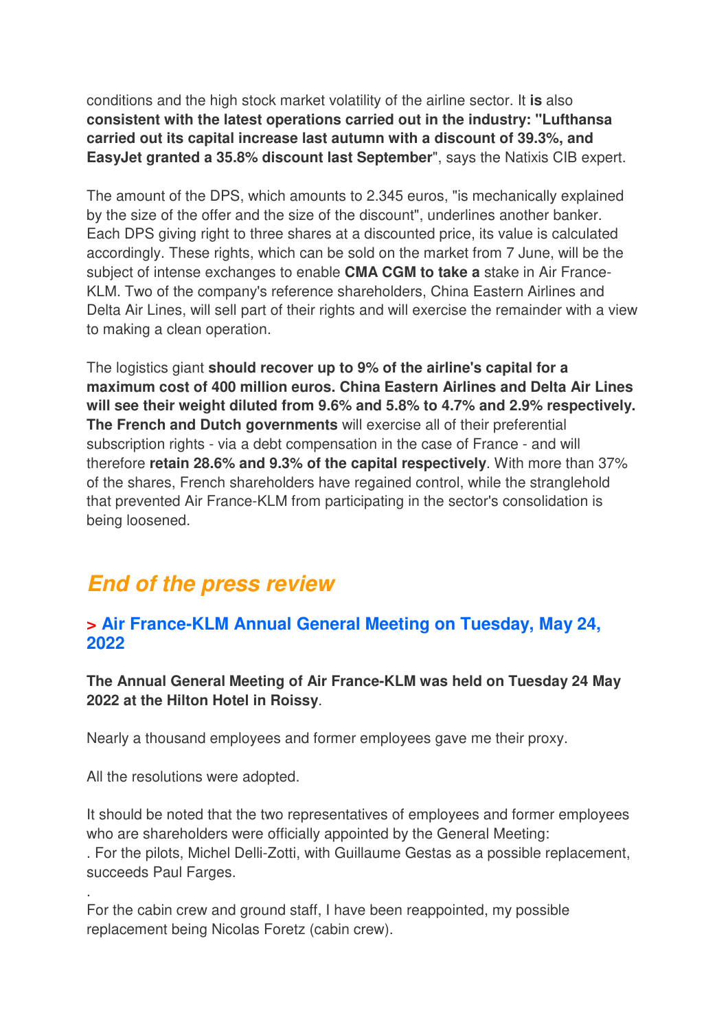conditions and the high stock market volatility of the airline sector. It **is** also **consistent with the latest operations carried out in the industry: "Lufthansa carried out its capital increase last autumn with a discount of 39.3%, and EasyJet granted a 35.8% discount last September**", says the Natixis CIB expert.

The amount of the DPS, which amounts to 2.345 euros, "is mechanically explained by the size of the offer and the size of the discount", underlines another banker. Each DPS giving right to three shares at a discounted price, its value is calculated accordingly. These rights, which can be sold on the market from 7 June, will be the subject of intense exchanges to enable **CMA CGM to take a** stake in Air France-KLM. Two of the company's reference shareholders, China Eastern Airlines and Delta Air Lines, will sell part of their rights and will exercise the remainder with a view to making a clean operation.

The logistics giant **should recover up to 9% of the airline's capital for a maximum cost of 400 million euros. China Eastern Airlines and Delta Air Lines will see their weight diluted from 9.6% and 5.8% to 4.7% and 2.9% respectively. The French and Dutch governments** will exercise all of their preferential subscription rights - via a debt compensation in the case of France - and will therefore **retain 28.6% and 9.3% of the capital respectively**. With more than 37% of the shares, French shareholders have regained control, while the stranglehold that prevented Air France-KLM from participating in the sector's consolidation is being loosened.

## *End of the press review*

### > Air France-KLM Annual General Meeting on Tuesday, May 24, 2022

**The Annual General Meeting of Air France-KLM was held on Tuesday 24 May 2022 at the Hilton Hotel in Roissy**.

Nearly a thousand employees and former employees gave me their proxy.

All the resolutions were adopted.

It should be noted that the two representatives of employees and former employees who are shareholders were officially appointed by the General Meeting:
. For the pilots, Michel Delli-Zotti, with Guillaume Gestas as a possible replacement, succeeds Paul Farges.

.
For the cabin crew and ground staff, I have been reappointed, my possible replacement being Nicolas Foretz (cabin crew).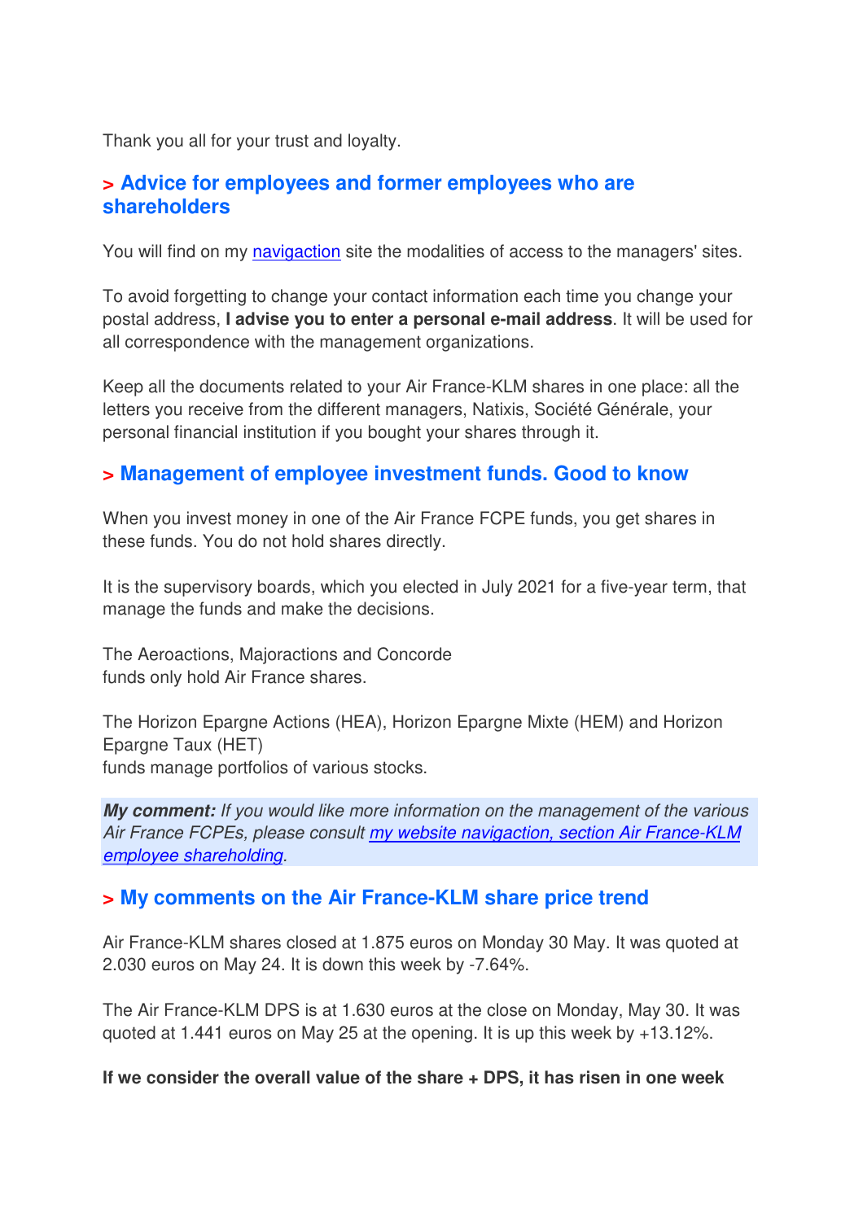Thank you all for your trust and loyalty.

## > Advice for employees and former employees who are shareholders

You will find on my navigaction site the modalities of access to the managers' sites.

To avoid forgetting to change your contact information each time you change your postal address, **I advise you to enter a personal e-mail address**. It will be used for all correspondence with the management organizations.

Keep all the documents related to your Air France-KLM shares in one place: all the letters you receive from the different managers, Natixis, Société Générale, your personal financial institution if you bought your shares through it.

## > Management of employee investment funds. Good to know

When you invest money in one of the Air France FCPE funds, you get shares in these funds. You do not hold shares directly.

It is the supervisory boards, which you elected in July 2021 for a five-year term, that manage the funds and make the decisions.

The Aeroactions, Majoractions and Concorde
funds only hold Air France shares.

The Horizon Epargne Actions (HEA), Horizon Epargne Mixte (HEM) and Horizon Epargne Taux (HET)
funds manage portfolios of various stocks.

***My comment:*** *If you would like more information on the management of the various Air France FCPEs, please consult my website navigaction, section Air France-KLM employee shareholding.*

## > My comments on the Air France-KLM share price trend

Air France-KLM shares closed at 1.875 euros on Monday 30 May. It was quoted at 2.030 euros on May 24. It is down this week by -7.64%.

The Air France-KLM DPS is at 1.630 euros at the close on Monday, May 30. It was quoted at 1.441 euros on May 25 at the opening. It is up this week by +13.12%.

**If we consider the overall value of the share + DPS, it has risen in one week**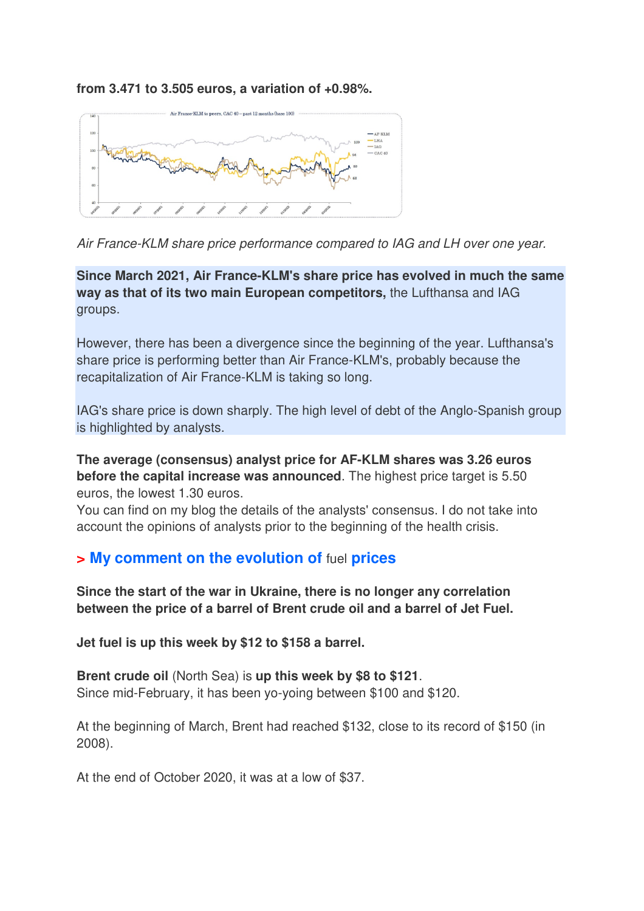**from 3.471 to 3.505 euros, a variation of +0.98%.**

*Air France-KLM share price performance compared to IAG and LH over one year.*

**Since March 2021, Air France-KLM's share price has evolved in much the same way as that of its two main European competitors,** the Lufthansa and IAG groups.

However, there has been a divergence since the beginning of the year. Lufthansa's share price is performing better than Air France-KLM's, probably because the recapitalization of Air France-KLM is taking so long.

IAG's share price is down sharply. The high level of debt of the Anglo-Spanish group is highlighted by analysts.

**The average (consensus) analyst price for AF-KLM shares was 3.26 euros before the capital increase was announced**. The highest price target is 5.50 euros, the lowest 1.30 euros.
You can find on my blog the details of the analysts' consensus. I do not take into account the opinions of analysts prior to the beginning of the health crisis.

## > My comment on the evolution of fuel prices

**Since the start of the war in Ukraine, there is no longer any correlation between the price of a barrel of Brent crude oil and a barrel of Jet Fuel.**

**Jet fuel is up this week by $12 to $158 a barrel.**

**Brent crude oil** (North Sea) is **up this week by $8 to $121**.
Since mid-February, it has been yo-yoing between $100 and $120.

At the beginning of March, Brent had reached $132, close to its record of $150 (in 2008).

At the end of October 2020, it was at a low of $37.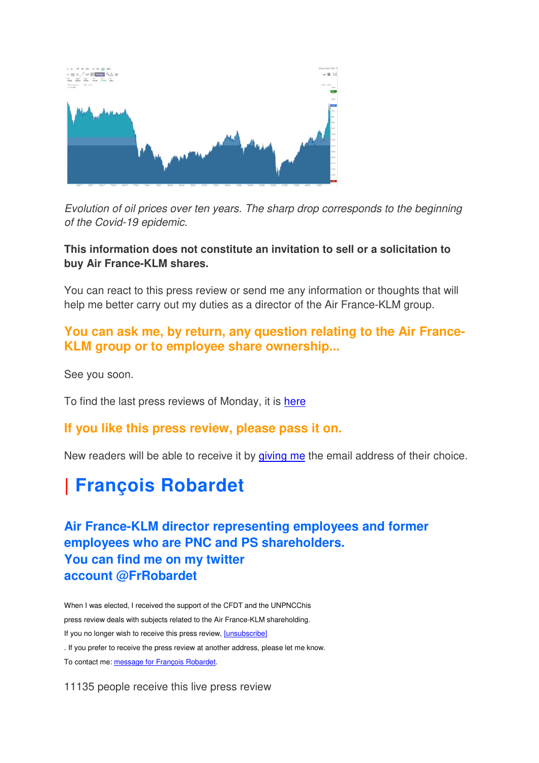*Evolution of oil prices over ten years. The sharp drop corresponds to the beginning of the Covid-19 epidemic.*

**This information does not constitute an invitation to sell or a solicitation to buy Air France-KLM shares.**

You can react to this press review or send me any information or thoughts that will help me better carry out my duties as a director of the Air France-KLM group.

### You can ask me, by return, any question relating to the Air France-KLM group or to employee share ownership...

See you soon.

To find the last press reviews of Monday, it is here

### If you like this press review, please pass it on.

New readers will be able to receive it by giving me the email address of their choice.

# | François Robardet

### Air France-KLM director representing employees and former employees who are PNC and PS shareholders.
### You can find me on my twitter account @FrRobardet

When I was elected, I received the support of the CFDT and the UNPNCChis

press review deals with subjects related to the Air France-KLM shareholding.

If you no longer wish to receive this press review, [unsubscribe]

. If you prefer to receive the press review at another address, please let me know.

To contact me: message for François Robardet.

11135 people receive this live press review